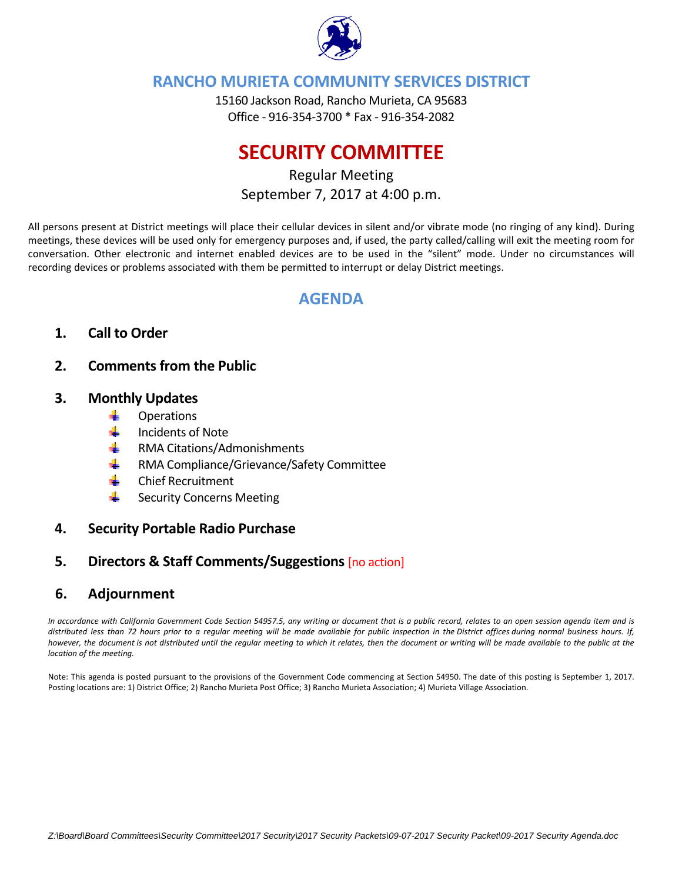# RANCHO MURIETA COMMUNITY SERVICES DISTRICT

15160 Jackson Road, Rancho Murieta, CA 95683
Office - 916-354-3700 * Fax - 916-354-2082

# SECURITY COMMITTEE

Regular Meeting
September 7, 2017 at 4:00 p.m.

All persons present at District meetings will place their cellular devices in silent and/or vibrate mode (no ringing of any kind). During meetings, these devices will be used only for emergency purposes and, if used, the party called/calling will exit the meeting room for conversation. Other electronic and internet enabled devices are to be used in the "silent" mode. Under no circumstances will recording devices or problems associated with them be permitted to interrupt or delay District meetings.

## AGENDA

1. **Call to Order**

2. **Comments from the Public**

3. **Monthly Updates**
   - Operations
   - Incidents of Note
   - RMA Citations/Admonishments
   - RMA Compliance/Grievance/Safety Committee
   - Chief Recruitment
   - Security Concerns Meeting

4. **Security Portable Radio Purchase**

5. **Directors & Staff Comments/Suggestions** [no action]

6. **Adjournment**

*In accordance with California Government Code Section 54957.5, any writing or document that is a public record, relates to an open session agenda item and is distributed less than 72 hours prior to a regular meeting will be made available for public inspection in the District offices during normal business hours. If, however, the document is not distributed until the regular meeting to which it relates, then the document or writing will be made available to the public at the location of the meeting.*

Note: This agenda is posted pursuant to the provisions of the Government Code commencing at Section 54950. The date of this posting is September 1, 2017. Posting locations are: 1) District Office; 2) Rancho Murieta Post Office; 3) Rancho Murieta Association; 4) Murieta Village Association.

*Z:\Board\Board Committees\Security Committee\2017 Security\2017 Security Packets\09-07-2017 Security Packet\09-2017 Security Agenda.doc*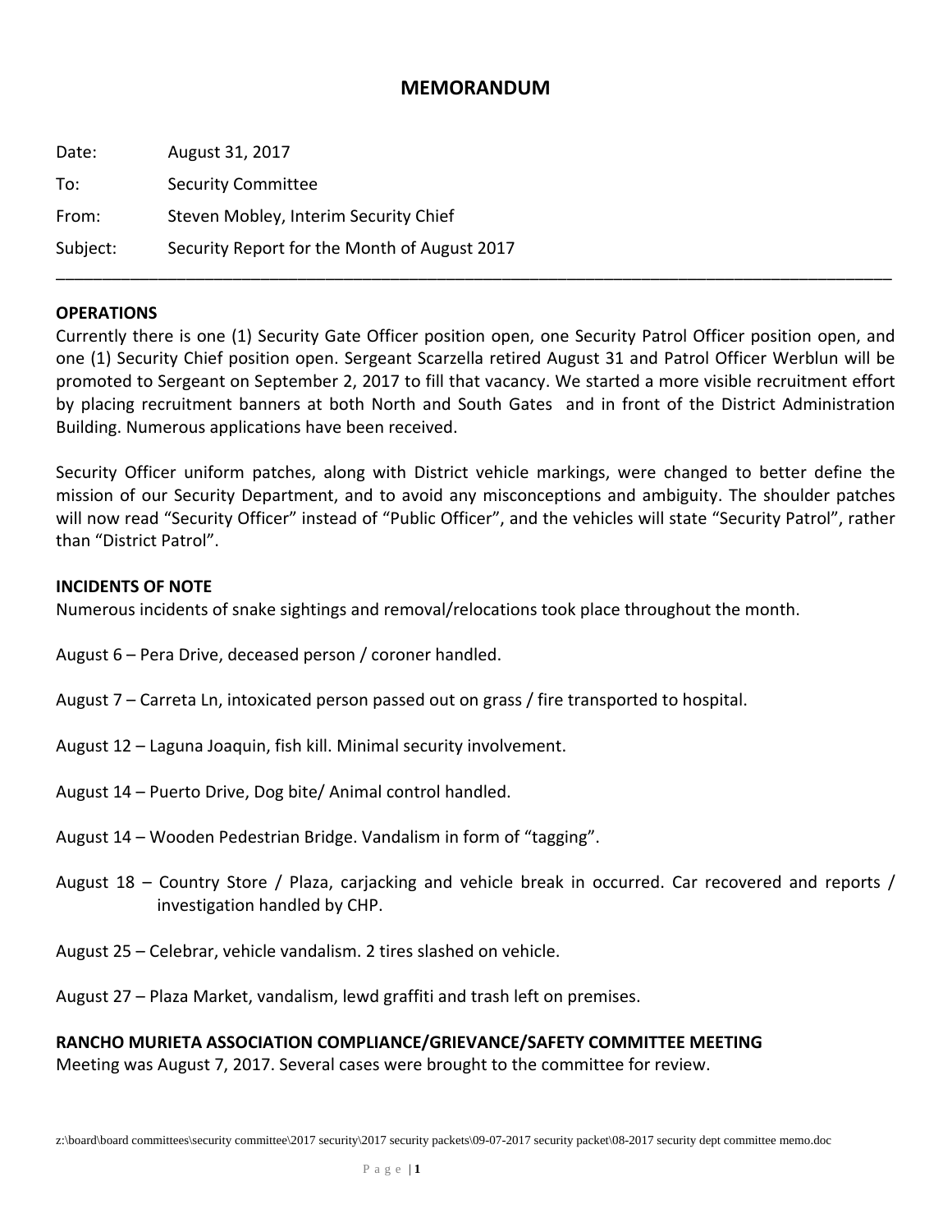# MEMORANDUM

Date: August 31, 2017

To: Security Committee

From: Steven Mobley, Interim Security Chief

Subject: Security Report for the Month of August 2017

---

**OPERATIONS**

Currently there is one (1) Security Gate Officer position open, one Security Patrol Officer position open, and one (1) Security Chief position open. Sergeant Scarzella retired August 31 and Patrol Officer Werblun will be promoted to Sergeant on September 2, 2017 to fill that vacancy. We started a more visible recruitment effort by placing recruitment banners at both North and South Gates and in front of the District Administration Building. Numerous applications have been received.

Security Officer uniform patches, along with District vehicle markings, were changed to better define the mission of our Security Department, and to avoid any misconceptions and ambiguity. The shoulder patches will now read "Security Officer" instead of "Public Officer", and the vehicles will state "Security Patrol", rather than "District Patrol".

**INCIDENTS OF NOTE**

Numerous incidents of snake sightings and removal/relocations took place throughout the month.

August 6 – Pera Drive, deceased person / coroner handled.

August 7 – Carreta Ln, intoxicated person passed out on grass / fire transported to hospital.

August 12 – Laguna Joaquin, fish kill. Minimal security involvement.

August 14 – Puerto Drive, Dog bite/ Animal control handled.

August 14 – Wooden Pedestrian Bridge. Vandalism in form of "tagging".

August 18 – Country Store / Plaza, carjacking and vehicle break in occurred. Car recovered and reports / investigation handled by CHP.

August 25 – Celebrar, vehicle vandalism. 2 tires slashed on vehicle.

August 27 – Plaza Market, vandalism, lewd graffiti and trash left on premises.

**RANCHO MURIETA ASSOCIATION COMPLIANCE/GRIEVANCE/SAFETY COMMITTEE MEETING**

Meeting was August 7, 2017. Several cases were brought to the committee for review.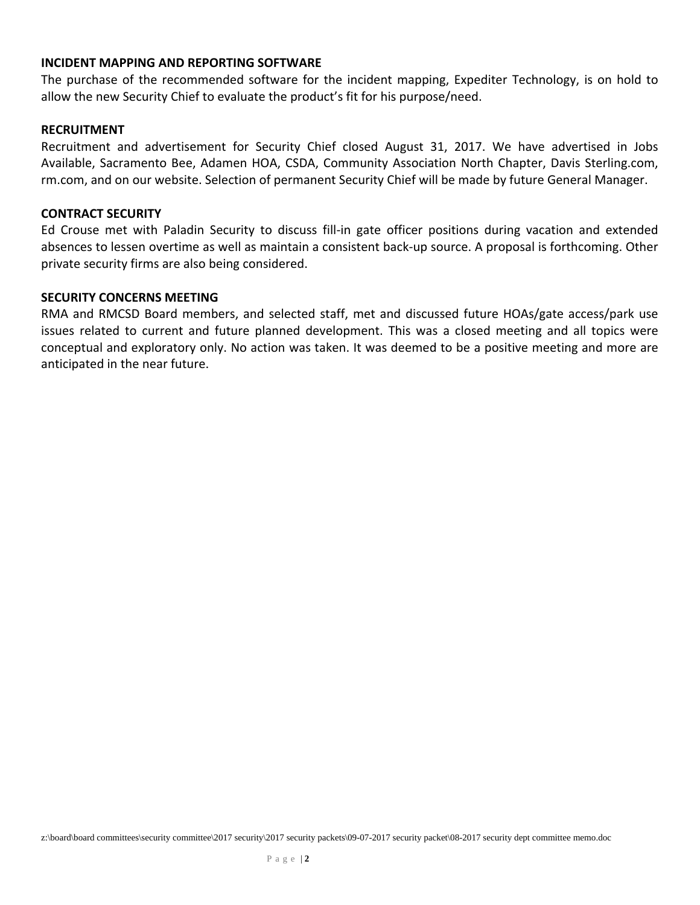**INCIDENT MAPPING AND REPORTING SOFTWARE**

The purchase of the recommended software for the incident mapping, Expediter Technology, is on hold to allow the new Security Chief to evaluate the product's fit for his purpose/need.

**RECRUITMENT**

Recruitment and advertisement for Security Chief closed August 31, 2017. We have advertised in Jobs Available, Sacramento Bee, Adamen HOA, CSDA, Community Association North Chapter, Davis Sterling.com, rm.com, and on our website. Selection of permanent Security Chief will be made by future General Manager.

**CONTRACT SECURITY**

Ed Crouse met with Paladin Security to discuss fill-in gate officer positions during vacation and extended absences to lessen overtime as well as maintain a consistent back-up source. A proposal is forthcoming. Other private security firms are also being considered.

**SECURITY CONCERNS MEETING**

RMA and RMCSD Board members, and selected staff, met and discussed future HOAs/gate access/park use issues related to current and future planned development. This was a closed meeting and all topics were conceptual and exploratory only. No action was taken. It was deemed to be a positive meeting and more are anticipated in the near future.

z:\board\board committees\security committee\2017 security\2017 security packets\09-07-2017 security packet\08-2017 security dept committee memo.doc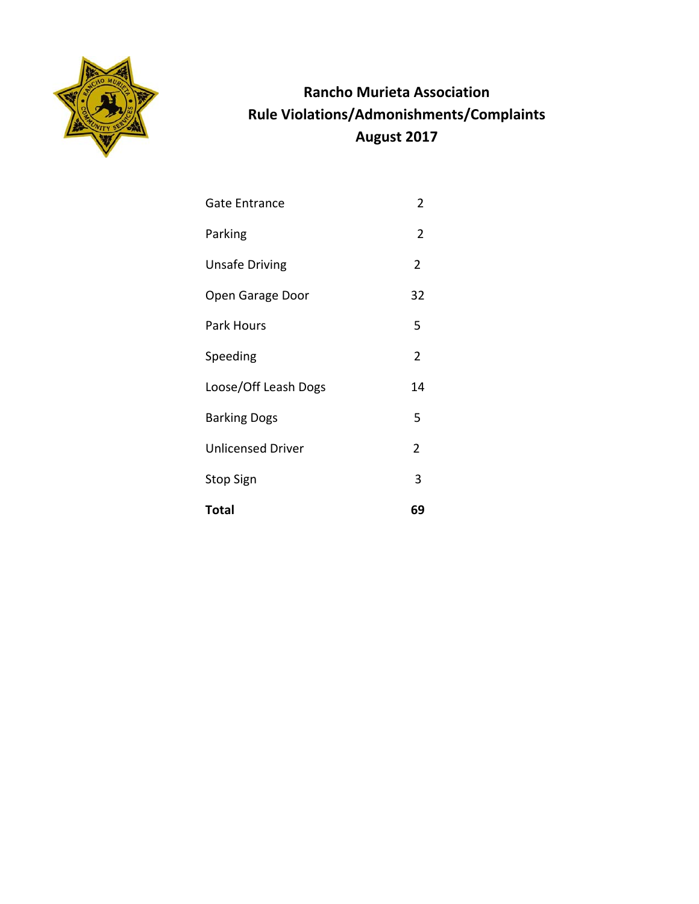# Rancho Murieta Association
## Rule Violations/Admonishments/Complaints
## August 2017

| | |
|---|---|
| Gate Entrance | 2 |
| Parking | 2 |
| Unsafe Driving | 2 |
| Open Garage Door | 32 |
| Park Hours | 5 |
| Speeding | 2 |
| Loose/Off Leash Dogs | 14 |
| Barking Dogs | 5 |
| Unlicensed Driver | 2 |
| Stop Sign | 3 |
| **Total** | **69** |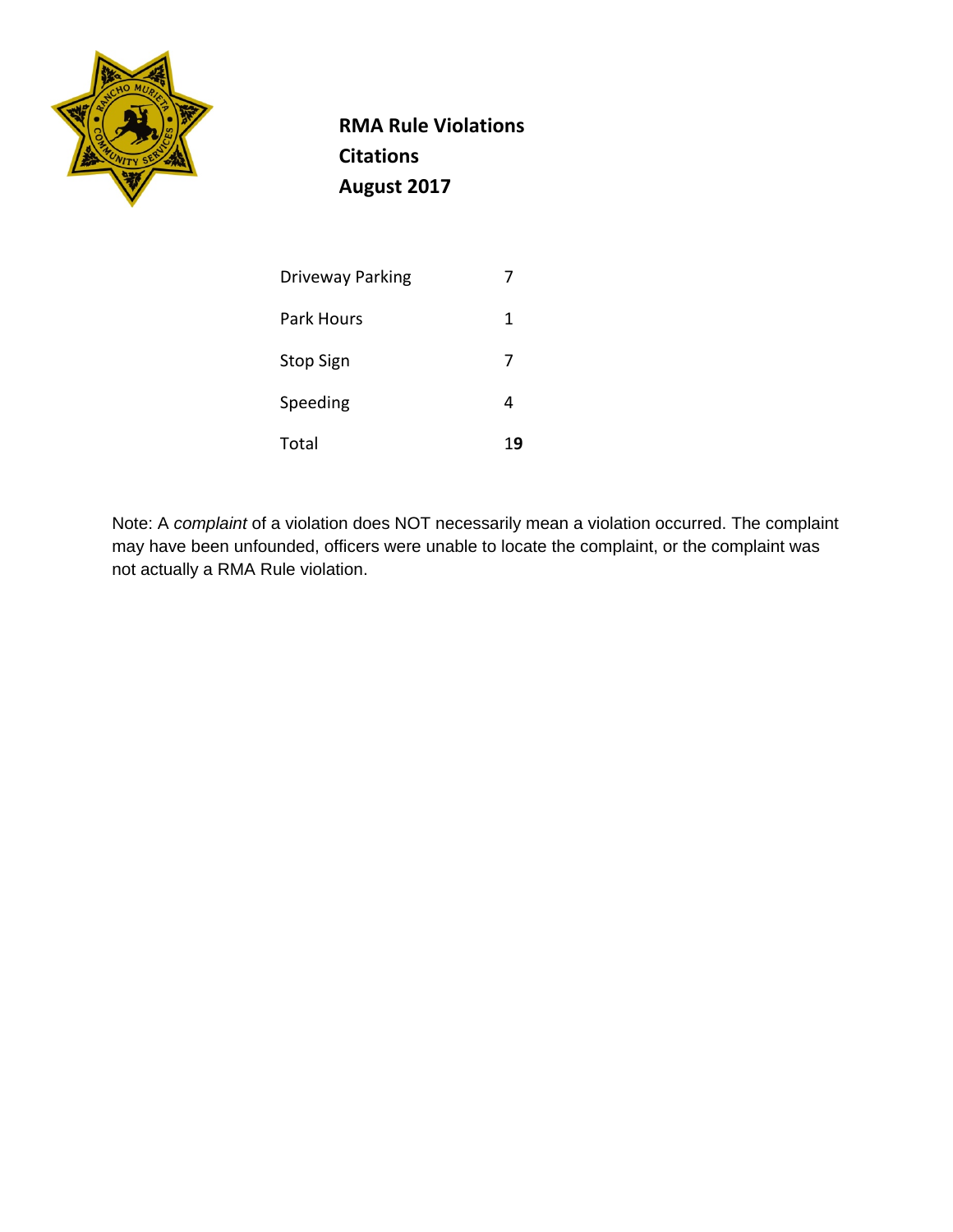## RMA Rule Violations
## Citations
## August 2017

| | |
|---|---|
| Driveway Parking | 7 |
| Park Hours | 1 |
| Stop Sign | 7 |
| Speeding | 4 |
| Total | 19 |

Note: A *complaint* of a violation does NOT necessarily mean a violation occurred. The complaint may have been unfounded, officers were unable to locate the complaint, or the complaint was not actually a RMA Rule violation.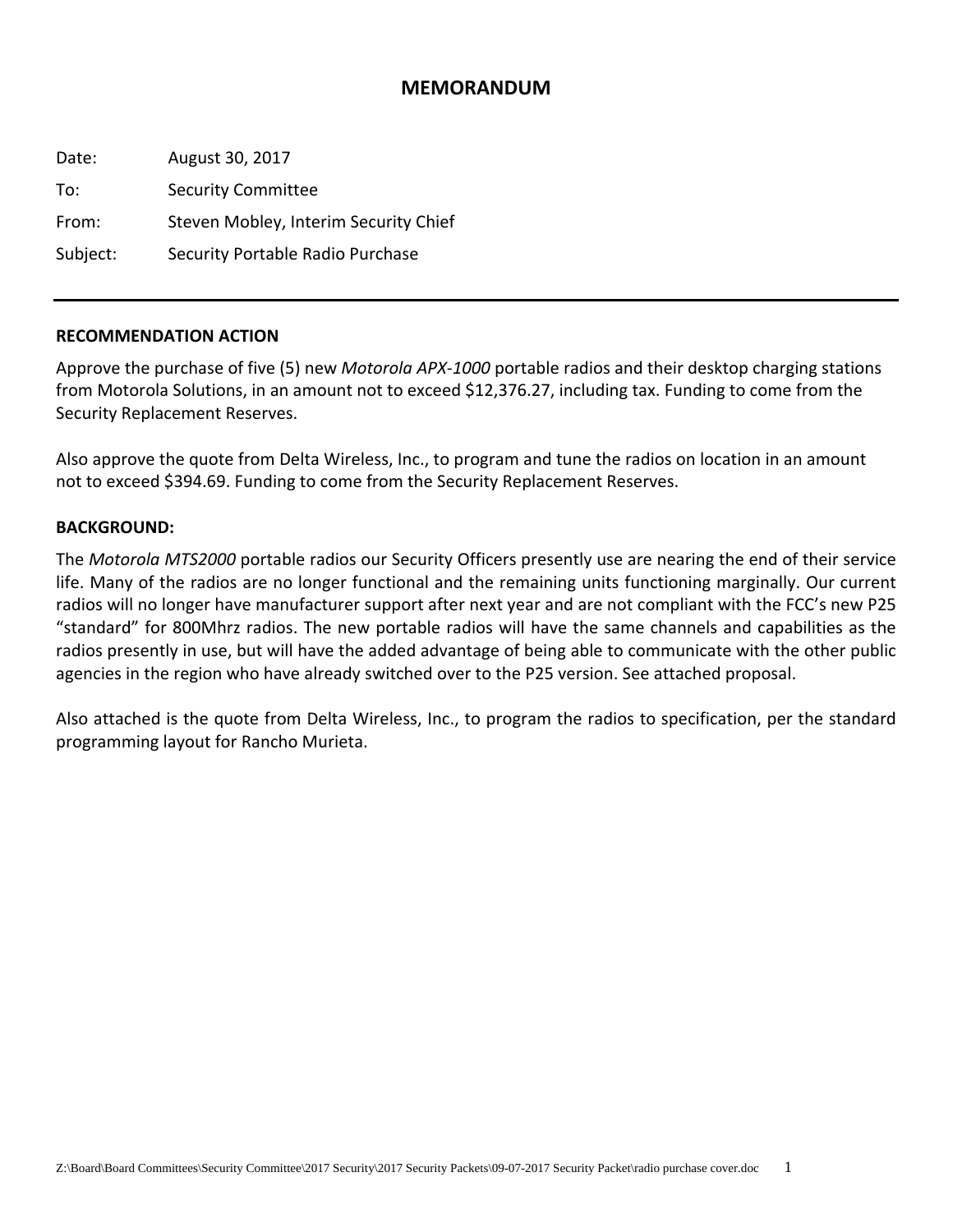# MEMORANDUM

Date: August 30, 2017

To: Security Committee

From: Steven Mobley, Interim Security Chief

Subject: Security Portable Radio Purchase

---

**RECOMMENDATION ACTION**

Approve the purchase of five (5) new *Motorola APX-1000* portable radios and their desktop charging stations from Motorola Solutions, in an amount not to exceed $12,376.27, including tax. Funding to come from the Security Replacement Reserves.

Also approve the quote from Delta Wireless, Inc., to program and tune the radios on location in an amount not to exceed $394.69. Funding to come from the Security Replacement Reserves.

**BACKGROUND:**

The *Motorola MTS2000* portable radios our Security Officers presently use are nearing the end of their service life. Many of the radios are no longer functional and the remaining units functioning marginally. Our current radios will no longer have manufacturer support after next year and are not compliant with the FCC's new P25 "standard" for 800Mhrz radios. The new portable radios will have the same channels and capabilities as the radios presently in use, but will have the added advantage of being able to communicate with the other public agencies in the region who have already switched over to the P25 version. See attached proposal.

Also attached is the quote from Delta Wireless, Inc., to program the radios to specification, per the standard programming layout for Rancho Murieta.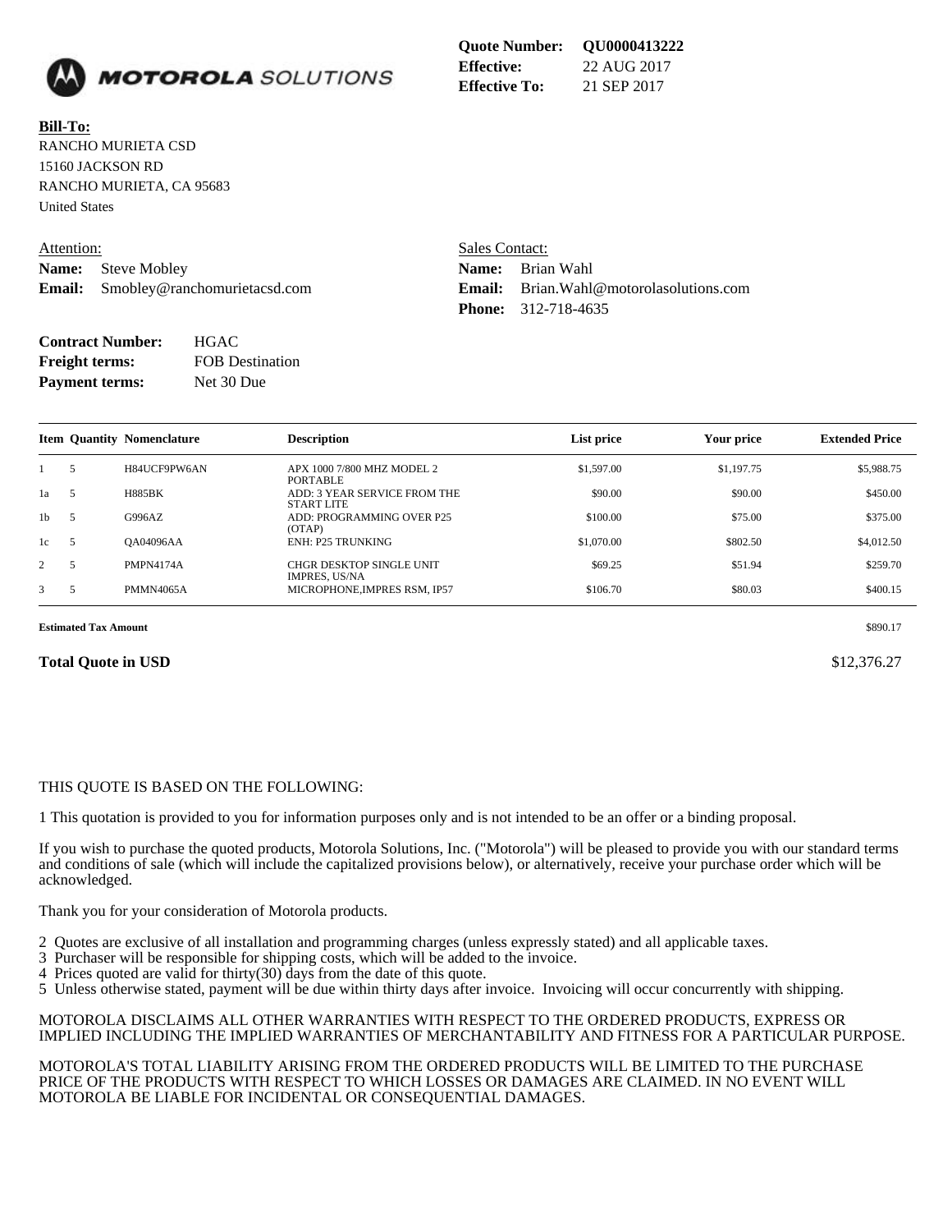MOTOROLA SOLUTIONS

**Quote Number:** QU0000413222
**Effective:** 22 AUG 2017
**Effective To:** 21 SEP 2017

**Bill-To:**
RANCHO MURIETA CSD
15160 JACKSON RD
RANCHO MURIETA, CA 95683
United States

Attention:
**Name:** Steve Mobley
**Email:** Smobley@ranchomurietacsd.com

Sales Contact:
**Name:** Brian Wahl
**Email:** Brian.Wahl@motorolasolutions.com
**Phone:** 312-718-4635

**Contract Number:** HGAC
**Freight terms:** FOB Destination
**Payment terms:** Net 30 Due

| Item | Quantity | Nomenclature | Description | List price | Your price | Extended Price |
|---|---|---|---|---|---|---|
| 1 | 5 | H84UCF9PW6AN | APX 1000 7/800 MHZ MODEL 2 PORTABLE | $1,597.00 | $1,197.75 | $5,988.75 |
| 1a | 5 | H885BK | ADD: 3 YEAR SERVICE FROM THE START LITE | $90.00 | $90.00 | $450.00 |
| 1b | 5 | G996AZ | ADD: PROGRAMMING OVER P25 (OTAP) | $100.00 | $75.00 | $375.00 |
| 1c | 5 | QA04096AA | ENH: P25 TRUNKING | $1,070.00 | $802.50 | $4,012.50 |
| 2 | 5 | PMPN4174A | CHGR DESKTOP SINGLE UNIT IMPRES, US/NA | $69.25 | $51.94 | $259.70 |
| 3 | 5 | PMMN4065A | MICROPHONE,IMPRES RSM, IP57 | $106.70 | $80.03 | $400.15 |

**Estimated Tax Amount** $890.17

**Total Quote in USD** $12,376.27

THIS QUOTE IS BASED ON THE FOLLOWING:

1 This quotation is provided to you for information purposes only and is not intended to be an offer or a binding proposal.

If you wish to purchase the quoted products, Motorola Solutions, Inc. ("Motorola") will be pleased to provide you with our standard terms and conditions of sale (which will include the capitalized provisions below), or alternatively, receive your purchase order which will be acknowledged.

Thank you for your consideration of Motorola products.

2 Quotes are exclusive of all installation and programming charges (unless expressly stated) and all applicable taxes.
3 Purchaser will be responsible for shipping costs, which will be added to the invoice.
4 Prices quoted are valid for thirty(30) days from the date of this quote.
5 Unless otherwise stated, payment will be due within thirty days after invoice. Invoicing will occur concurrently with shipping.

MOTOROLA DISCLAIMS ALL OTHER WARRANTIES WITH RESPECT TO THE ORDERED PRODUCTS, EXPRESS OR IMPLIED INCLUDING THE IMPLIED WARRANTIES OF MERCHANTABILITY AND FITNESS FOR A PARTICULAR PURPOSE.

MOTOROLA'S TOTAL LIABILITY ARISING FROM THE ORDERED PRODUCTS WILL BE LIMITED TO THE PURCHASE PRICE OF THE PRODUCTS WITH RESPECT TO WHICH LOSSES OR DAMAGES ARE CLAIMED. IN NO EVENT WILL MOTOROLA BE LIABLE FOR INCIDENTAL OR CONSEQUENTIAL DAMAGES.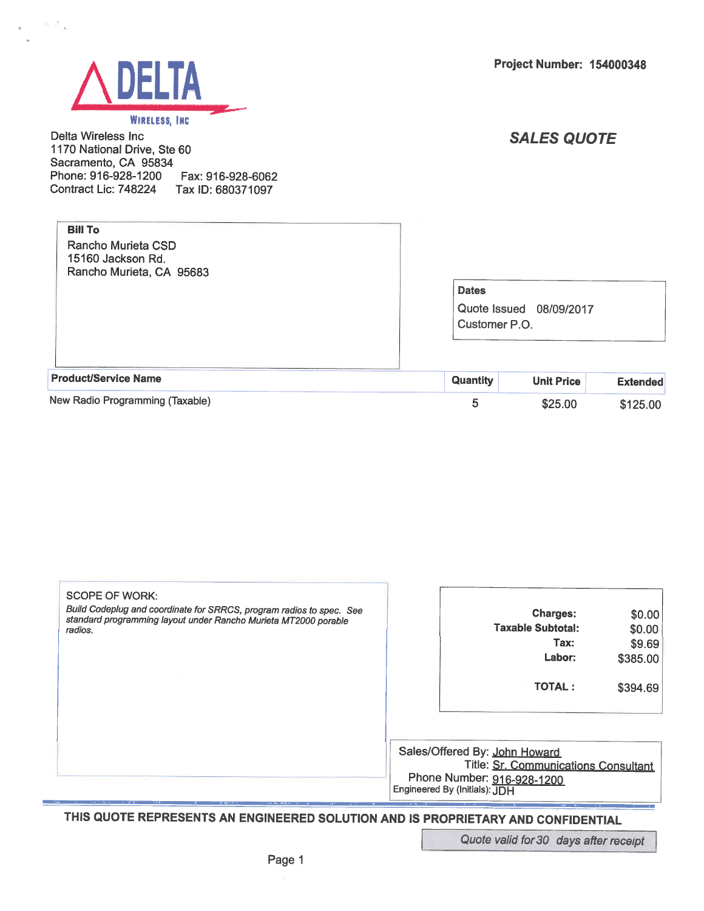Project Number: **154000348**

**DELTA**
**WIRELESS, INC**

Delta Wireless Inc
1170 National Drive, Ste 60
Sacramento, CA 95834
Phone: 916-928-1200 Fax: 916-928-6062
Contract Lic: 748224 Tax ID: 680371097

## *SALES QUOTE*

**Bill To**
Rancho Murieta CSD
15160 Jackson Rd.
Rancho Murieta, CA 95683

**Dates**
Quote Issued 08/09/2017
Customer P.O.

| Product/Service Name | Quantity | Unit Price | Extended |
|---|---|---|---|
| New Radio Programming (Taxable) | 5 | $25.00 | $125.00 |

SCOPE OF WORK:
*Build Codeplug and coordinate for SRRCS, program radios to spec. See standard programming layout under Rancho Murieta MT2000 porable radios.*

| | |
|---|---|
| **Charges:** | $0.00 |
| **Taxable Subtotal:** | $0.00 |
| **Tax:** | $9.69 |
| **Labor:** | $385.00 |
| **TOTAL :** | $394.69 |

Sales/Offered By: John Howard
Title: Sr. Communications Consultant
Phone Number: 916-928-1200
Engineered By (Initials): JDH

**THIS QUOTE REPRESENTS AN ENGINEERED SOLUTION AND IS PROPRIETARY AND CONFIDENTIAL**

*Quote valid for 30 days after receipt*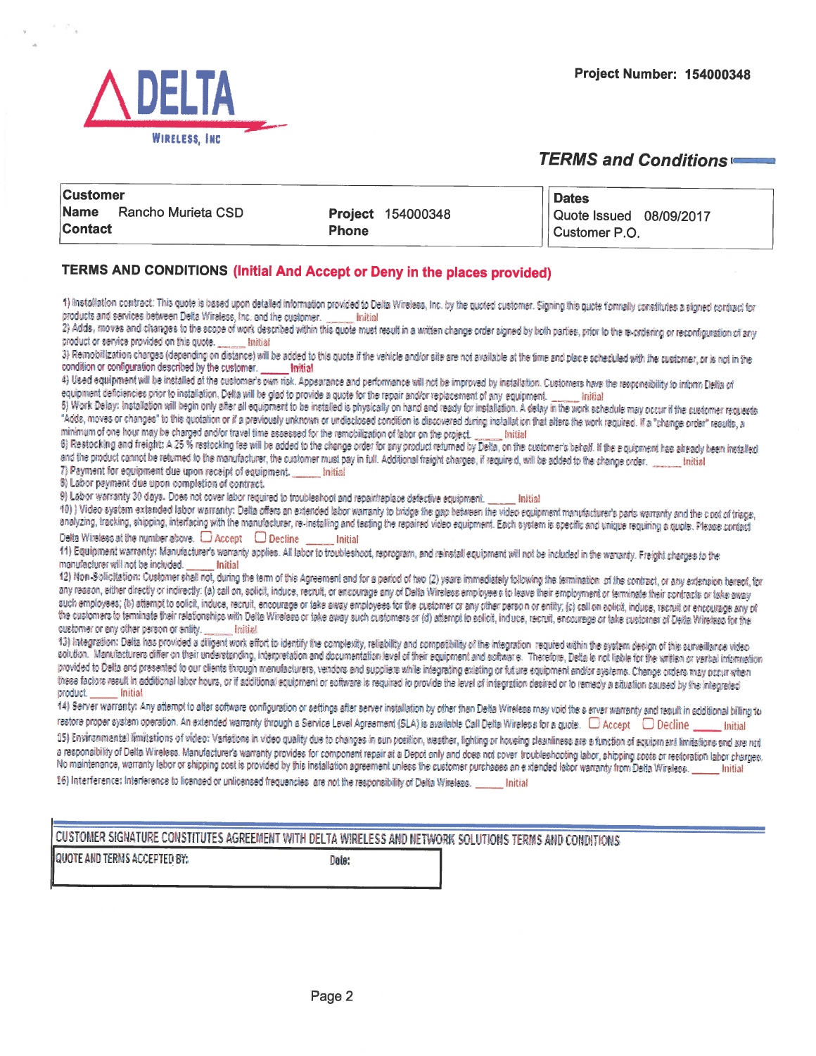**DELTA**
**WIRELESS, INC**

**Project Number: 154000348**

## *TERMS and Conditions*

| **Customer** | | **Dates** |
|---|---|---|
| **Name** Rancho Murieta CSD | **Project** 154000348 | Quote Issued 08/09/2017 |
| **Contact** | **Phone** | Customer P.O. |

### TERMS AND CONDITIONS (Initial And Accept or Deny in the places provided)

1) Installation contract: This quote is based upon detailed information provided to Delta Wireless, Inc. by the quoted customer. Signing this quote formally constitutes a signed contract for products and services between Delta Wireless, Inc. and the customer. _____ Initial

2) Adds, moves and changes to the scope of work described within this quote must result in a written change order signed by both parties, prior to the re-ordering or reconfiguration of any product or service provided on this quote. _____ Initial

3) Remobilization charges (depending on distance) will be added to this quote if the vehicle and/or site are not available at the time and place scheduled with the customer, or is not in the condition or configuration described by the customer. _____ Initial

4) Used equipment will be installed at the customer's own risk. Appearance and performance will not be improved by installation. Customers have the responsibility to inform Delta of equipment deficiencies prior to installation. Delta will be glad to provide a quote for the repair and/or replacement of any equipment. _____ Initial

5) Work Delay: Installation will begin only after all equipment to be installed is physically on hand and ready for installation. A delay in the work schedule may occur if the customer requests "Adds, moves or changes" to this quotation or if a previously unknown or undisclosed condition is discovered during installation that alters the work required. If a "change order" results, a minimum of one hour may be charged and/or travel time assessed for the remobilization of labor on the project. _____ Initial

6) Restocking and freight: A 25 % restocking fee will be added to the change order for any product returned by Delta, on the customer's behalf. If the equipment has already been installed and the product cannot be returned to the manufacturer, the customer must pay in full. Additional freight charges, if required, will be added to the change order. _____ Initial

7) Payment for equipment due upon receipt of equipment. _____ Initial

8) Labor payment due upon completion of contract.

9) Labor warranty 30 days. Does not cover labor required to troubleshoot and repair/replace defective equipment. _____ Initial

10) ) Video system extended labor warranty: Delta offers an extended labor warranty to bridge the gap between the video equipment manufacturer's parts warranty and the cost of triage, analyzing, tracking, shipping, interfacing with the manufacturer, re-installing and testing the repaired video equipment. Each system is specific and unique requiring a quote. Please contact Delta Wireless at the number above. ☐ Accept ☐ Decline _____ Initial

11) Equipment warranty: Manufacturer's warranty applies. All labor to troubleshoot, reprogram, and reinstall equipment will not be included in the warranty. Freight charges to the manufacturer will not be included. _____ Initial

12) Non-Solicitation: Customer shall not, during the term of this Agreement and for a period of two (2) years immediately following the termination of the contract, or any extension hereof, for any reason, either directly or indirectly: (a) call on, solicit, induce, recruit, or encourage any of Delta Wireless employees to leave their employment or terminate their contracts or take away such employees; (b) attempt to solicit, induce, recruit, encourage or take away employees for the customer or any other person or entity; (c) call on solicit, induce, recruit or encourage any of the customers to terminate their relationships with Delta Wireless or take away such customers or (d) attempt to solicit, induce, recruit, encourage or take customer of Delta Wireless for the customer or any other person or entity. _____ Initial

13) Integration: Delta has provided a diligent work effort to identify the complexity, reliability and compatibility of the integration required within the system design of this surveillance video solution. Manufacturers differ on their understanding, interpretation and documentation level of their equipment and software. Therefore, Delta is not liable for the written or verbal information provided to Delta and presented to our clients through manufacturers, vendors and suppliers while integrating existing or future equipment and/or systems. Change orders may occur when these factors result in additional labor hours, or if additional equipment or software is required to provide the level of integration desired or to remedy a situation caused by the integrated product. _____ Initial

14) Server warranty: Any attempt to alter software configuration or settings after server installation by other than Delta Wireless may void the server warranty and result in additional billing to restore proper system operation. An extended warranty through a Service Level Agreement (SLA) is available Call Delta Wireless for a quote. ☐ Accept ☐ Decline _____ Initial

15) Environmental limitations of video: Variations in video quality due to changes in sun position, weather, lighting or housing cleanliness are a function of equipment limitations and are not a responsibility of Delta Wireless. Manufacturer's warranty provides for component repair at a Depot only and does not cover troubleshooting labor, shipping costs or restoration labor charges. No maintenance, warranty labor or shipping cost is provided by this installation agreement unless the customer purchases an extended labor warranty from Delta Wireless. _____ Initial

16) Interference: Interference to licensed or unlicensed frequencies are not the responsibility of Delta Wireless. _____ Initial

CUSTOMER SIGNATURE CONSTITUTES AGREEMENT WITH DELTA WIRELESS AND NETWORK SOLUTIONS TERMS AND CONDITIONS

| QUOTE AND TERMS ACCEPTED BY: | Date: |
|---|---|
| | |